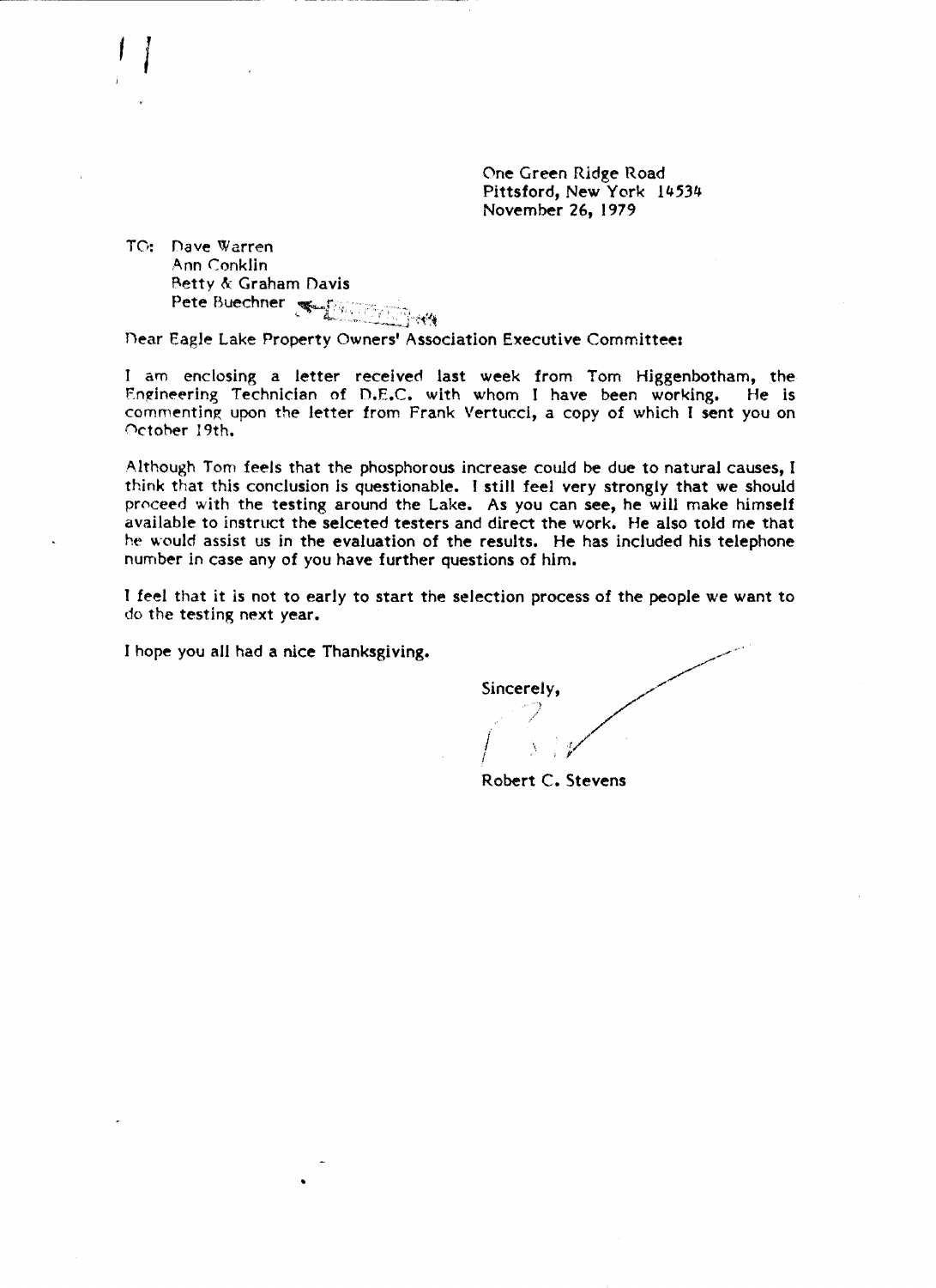One Green Ridge Road
Pittsford, New York 14534
November 26, 1979

TO: Dave Warren
Ann Conklin
Betty & Graham Davis
Pete Buechner

Dear Eagle Lake Property Owners' Association Executive Committee:

I am enclosing a letter received last week from Tom Higgenbotham, the Engineering Technician of D.E.C. with whom I have been working. He is commenting upon the letter from Frank Vertucci, a copy of which I sent you on October 19th.

Although Tom feels that the phosphorous increase could be due to natural causes, I think that this conclusion is questionable. I still feel very strongly that we should proceed with the testing around the Lake. As you can see, he will make himself available to instruct the selceted testers and direct the work. He also told me that he would assist us in the evaluation of the results. He has included his telephone number in case any of you have further questions of him.

I feel that it is not to early to start the selection process of the people we want to do the testing next year.

I hope you all had a nice Thanksgiving.

Sincerely,

Robert C. Stevens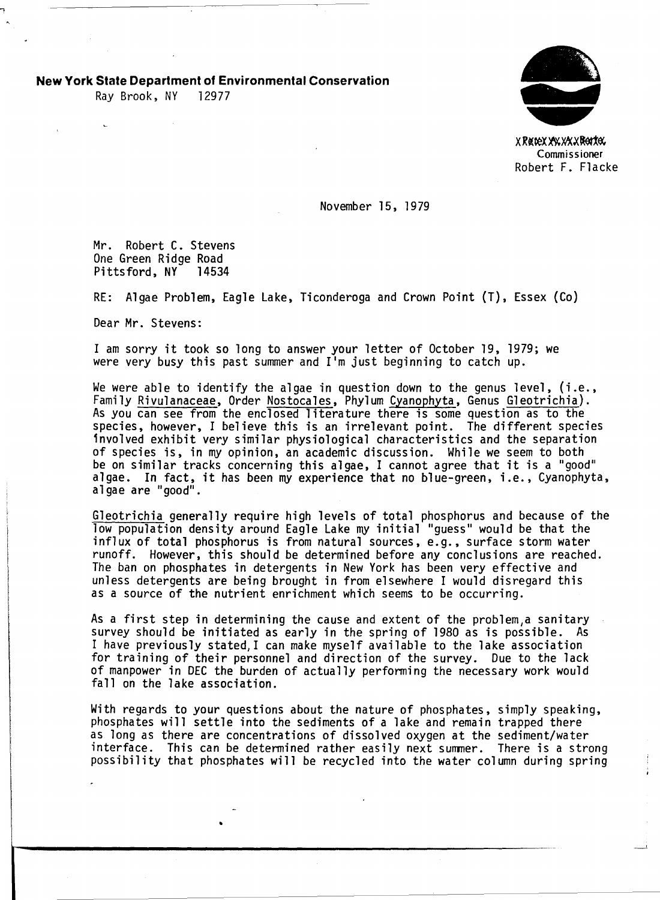**New York State Department of Environmental Conservation**
Ray Brook, NY 12977

XRXXXXXXXXXX
Commissioner
Robert F. Flacke

November 15, 1979

Mr. Robert C. Stevens
One Green Ridge Road
Pittsford, NY 14534

RE: Algae Problem, Eagle Lake, Ticonderoga and Crown Point (T), Essex (Co)

Dear Mr. Stevens:

I am sorry it took so long to answer your letter of October 19, 1979; we were very busy this past summer and I'm just beginning to catch up.

We were able to identify the algae in question down to the genus level, (i.e., Family Rivulanaceae, Order Nostocales, Phylum Cyanophyta, Genus Gleotrichia). As you can see from the enclosed literature there is some question as to the species, however, I believe this is an irrelevant point. The different species involved exhibit very similar physiological characteristics and the separation of species is, in my opinion, an academic discussion. While we seem to both be on similar tracks concerning this algae, I cannot agree that it is a "good" algae. In fact, it has been my experience that no blue-green, i.e., Cyanophyta, algae are "good".

Gleotrichia generally require high levels of total phosphorus and because of the low population density around Eagle Lake my initial "guess" would be that the influx of total phosphorus is from natural sources, e.g., surface storm water runoff. However, this should be determined before any conclusions are reached. The ban on phosphates in detergents in New York has been very effective and unless detergents are being brought in from elsewhere I would disregard this as a source of the nutrient enrichment which seems to be occurring.

As a first step in determining the cause and extent of the problem, a sanitary survey should be initiated as early in the spring of 1980 as is possible. As I have previously stated, I can make myself available to the lake association for training of their personnel and direction of the survey. Due to the lack of manpower in DEC the burden of actually performing the necessary work would fall on the lake association.

With regards to your questions about the nature of phosphates, simply speaking, phosphates will settle into the sediments of a lake and remain trapped there as long as there are concentrations of dissolved oxygen at the sediment/water interface. This can be determined rather easily next summer. There is a strong possibility that phosphates will be recycled into the water column during spring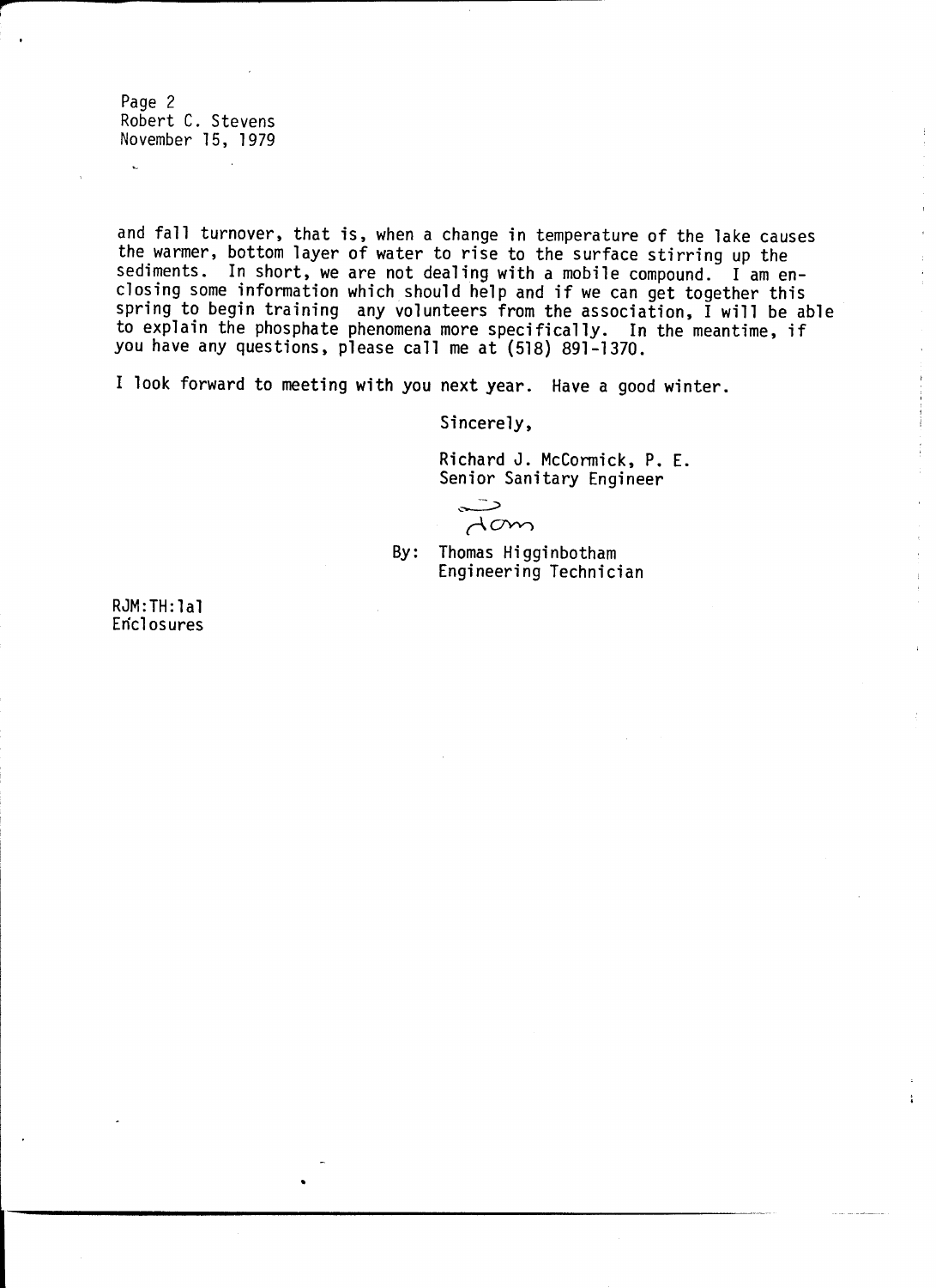Page 2
Robert C. Stevens
November 15, 1979

and fall turnover, that is, when a change in temperature of the lake causes the warmer, bottom layer of water to rise to the surface stirring up the sediments. In short, we are not dealing with a mobile compound. I am enclosing some information which should help and if we can get together this spring to begin training any volunteers from the association, I will be able to explain the phosphate phenomena more specifically. In the meantime, if you have any questions, please call me at (518) 891-1370.

I look forward to meeting with you next year. Have a good winter.

Sincerely,

Richard J. McCormick, P. E.
Senior Sanitary Engineer

Tom

By: Thomas Higginbotham
Engineering Technician

RJM:TH:lal
Enclosures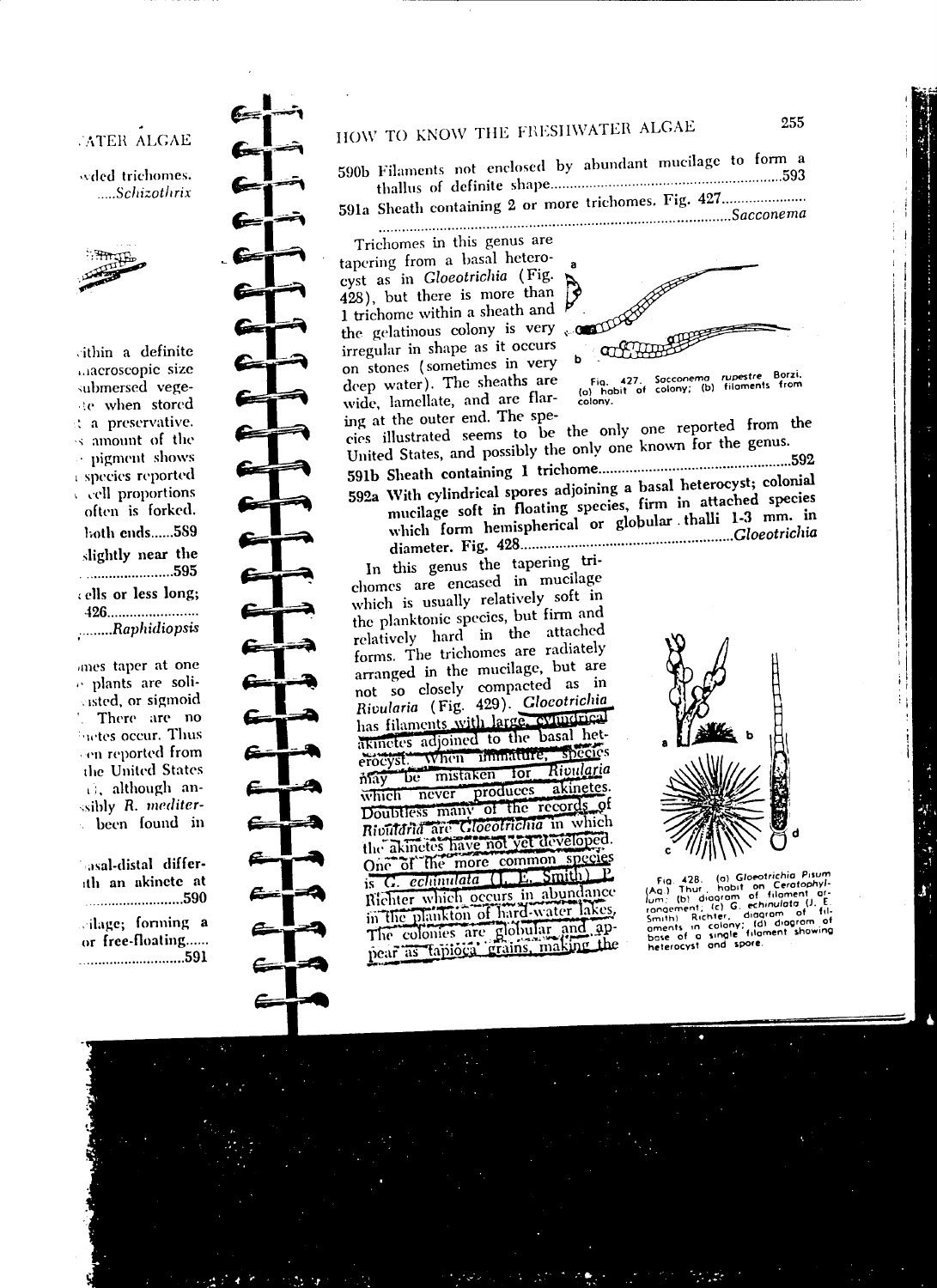590b Filaments not enclosed by abundant mucilage to form a thallus of definite shape..........................................................593

591a Sheath containing 2 or more trichomes. Fig. 427.....................
........................................................................................*Sacconema*

Trichomes in this genus are tapering from a basal heterocyst as in *Gloeotrichia* (Fig. 428), but there is more than 1 trichome within a sheath and the gelatinous colony is very irregular in shape as it occurs on stones (sometimes in very deep water). The sheaths are wide, lamellate, and are flaring at the outer end. The species illustrated seems to be the only one reported from the United States, and possibly the only one known for the genus.

Fig. 427. *Sacconema rupestre* Borzi. (a) habit of colony; (b) filaments from colony.

591b Sheath containing 1 trichome..................................................592

592a With cylindrical spores adjoining a basal heterocyst; colonial mucilage soft in floating species, firm in attached species which form hemispherical or globular thalli 1-3 mm. in diameter. Fig. 428....................................................*Gloeotrichia*

In this genus the tapering trichomes are encased in mucilage which is usually relatively soft in the planktonic species, but firm and relatively hard in the attached forms. The trichomes are radiately arranged in the mucilage, but are not so closely compacted as in *Rivularia* (Fig. 429). *Gloeotrichia* has filaments with large, cylindrical akinetes adjoined to the basal heterocyst. When immature, species may be mistaken for *Rivularia* which never produces akinetes. Doubtless many of the records of *Rivularia* are *Gloeotrichia* in which the akinetes have not yet developed. One of the more common species is *G. echinulata* (J. E. Smith) P. Richter which occurs in abundance in the plankton of hard-water lakes. The colonies are globular and appear as tapioca grains, making the

Fig. 428. (a) *Gloeotrichia Pisum* (Ag.) Thur., habit on *Ceratophyllum*; (b) diagram of filament arrangement; (c) *G. echinulata* (J. E. Smith) Richter, diagram of filaments in colony; (d) diagram of base of a single filament showing heterocyst and spore.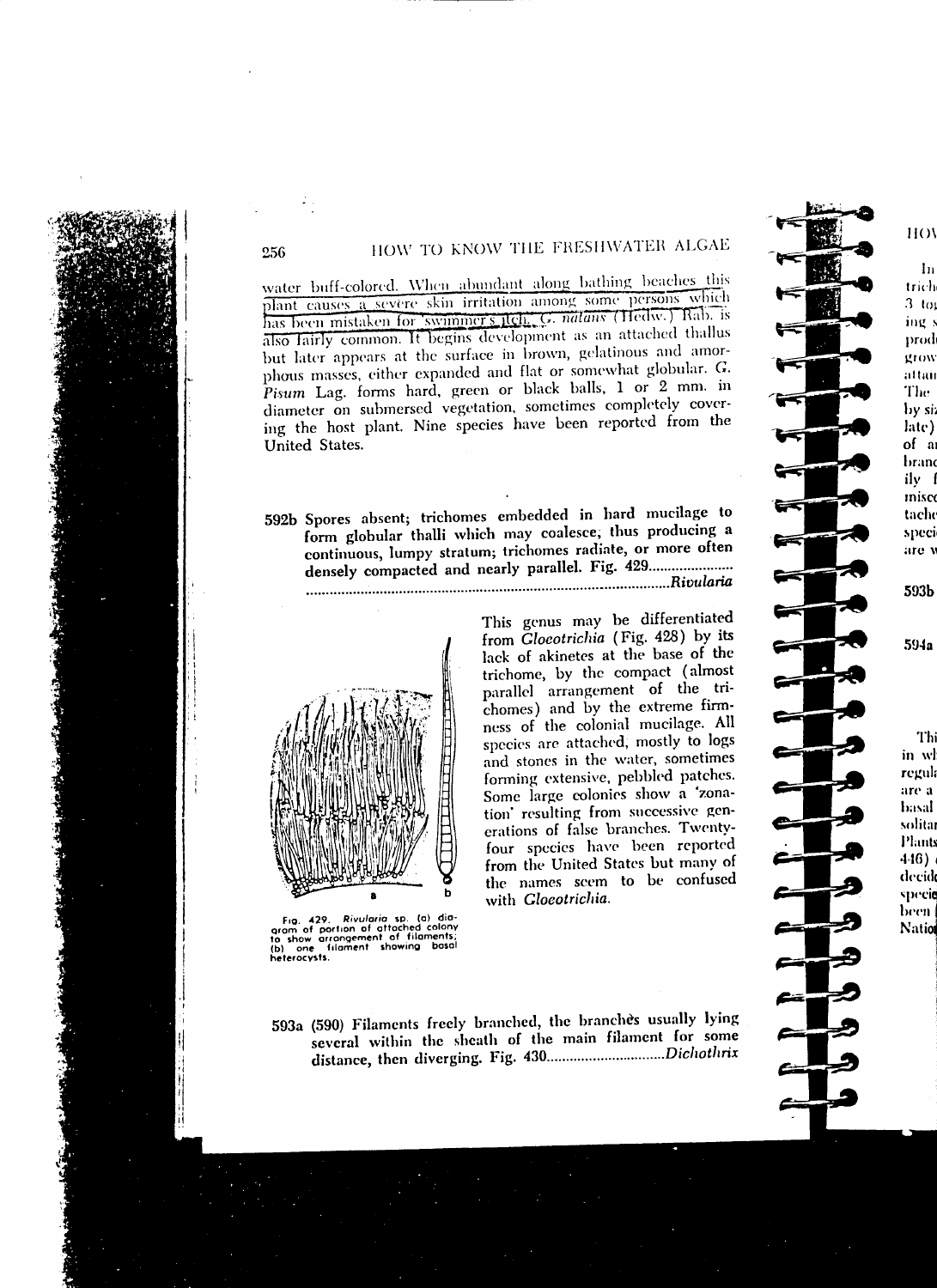water buff-colored. When abundant along bathing beaches this plant causes a severe skin irritation among some persons which has been mistaken for 'swimmer's itch.' *G. natans* (Hedw.) Rab. is also fairly common. It begins development as an attached thallus but later appears at the surface in brown, gelatinous and amorphous masses, either expanded and flat or somewhat globular. *G. Pisum* Lag. forms hard, green or black balls, 1 or 2 mm. in diameter on submersed vegetation, sometimes completely covering the host plant. Nine species have been reported from the United States.

**592b Spores absent; trichomes embedded in hard mucilage to form globular thalli which may coalesce, thus producing a continuous, lumpy stratum; trichomes radiate, or more often densely compacted and nearly parallel. Fig. 429........................................................................................................*Rivularia***

Fig. 429. *Rivularia* sp. (a) diagram of portion of attached colony to show arrangement of filaments; (b) one filament showing basal heterocysts.

This genus may be differentiated from *Gloeotrichia* (Fig. 428) by its lack of akinetes at the base of the trichome, by the compact (almost parallel arrangement of the trichomes) and by the extreme firmness of the colonial mucilage. All species are attached, mostly to logs and stones in the water, sometimes forming extensive, pebbled patches. Some large colonies show a 'zonation' resulting from successive generations of false branches. Twenty-four species have been reported from the United States but many of the names seem to be confused with *Gloeotrichia*.

**593a (590) Filaments freely branched, the branches usually lying several within the sheath of the main filament for some distance, then diverging. Fig. 430...............................*Dichothrix***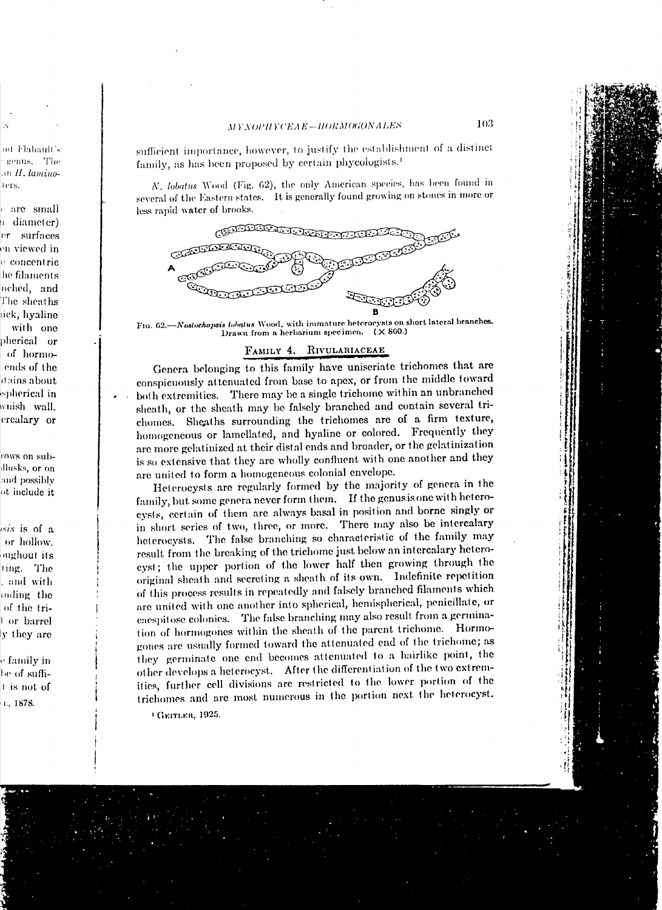sufficient importance, however, to justify the establishment of a distinct family, as has been proposed by certain phycologists.[1]

*N. lobatus* Wood (Fig. 62), the only American species, has been found in several of the Eastern states. It is generally found growing on stones in more or less rapid water of brooks.

Fig. 62.—*Nostochopsis lobatus* Wood, with immature heterocysts on short lateral branches. Drawn from a herbarium specimen. (× 860.)

## Family 4. Rivulariaceae

Genera belonging to this family have uniseriate trichomes that are conspicuously attenuated from base to apex, or from the middle toward both extremities. There may be a single trichome within an unbranched sheath, or the sheath may be falsely branched and contain several trichomes. Sheaths surrounding the trichomes are of a firm texture, homogeneous or lamellated, and hyaline or colored. Frequently they are more gelatinized at their distal ends and broader, or the gelatinization is so extensive that they are wholly confluent with one another and they are united to form a homogeneous colonial envelope.

Heterocysts are regularly formed by the majority of genera in the family, but some genera never form them. If the genus is one with heterocysts, certain of them are always basal in position and borne singly or in short series of two, three, or more. There may also be intercalary heterocysts. The false branching so characteristic of the family may result from the breaking of the trichome just below an intercalary heterocyst; the upper portion of the lower half then growing through the original sheath and secreting a sheath of its own. Indefinite repetition of this process results in repeatedly and falsely branched filaments which are united with one another into spherical, hemispherical, penicillate, or caespitose colonies. The false branching may also result from a germination of hormogones within the sheath of the parent trichome. Hormogones are usually formed toward the attenuated end of the trichome; as they germinate one end becomes attenuated to a hairlike point, the other develops a heterocyst. After the differentiation of the two extremities, further cell divisions are restricted to the lower portion of the trichomes and are most numerous in the portion next the heterocyst.

[1] Geitler, 1925.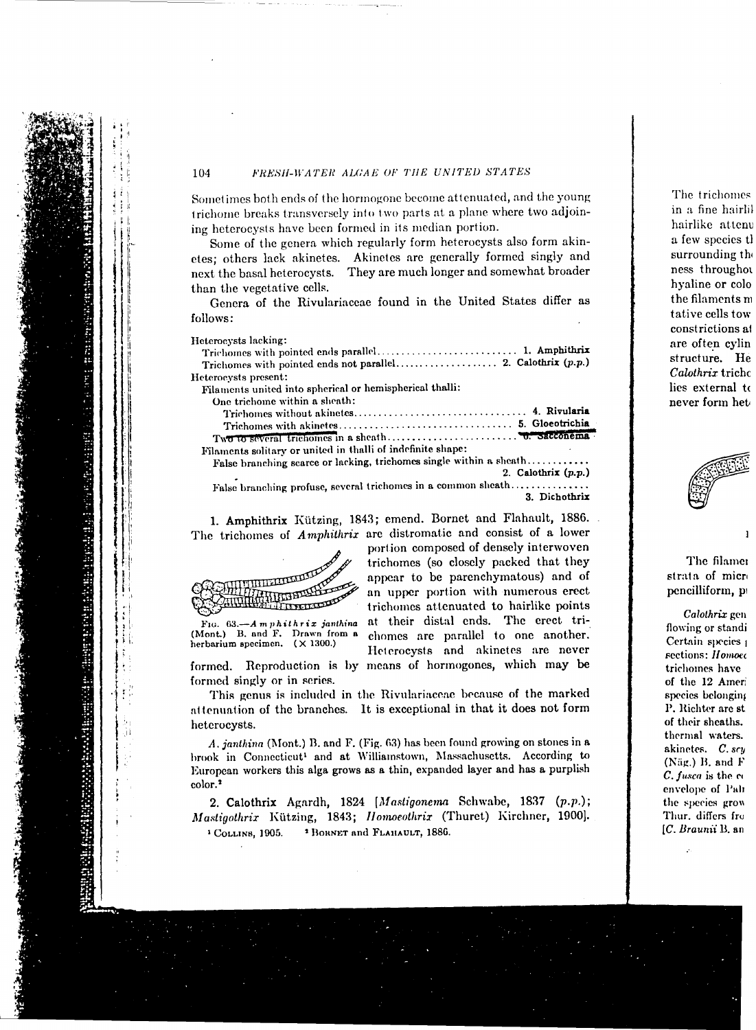Sometimes both ends of the hormogone become attenuated, and the young trichome breaks transversely into two parts at a plane where two adjoining heterocysts have been formed in its median portion.

Some of the genera which regularly form heterocysts also form akinetes; others lack akinetes. Akinetes are generally formed singly and next the basal heterocysts. They are much longer and somewhat broader than the vegetative cells.

Genera of the Rivulariaceae found in the United States differ as follows:

Heterocysts lacking:
- Trichomes with pointed ends parallel............................ 1. **Amphithrix**
- Trichomes with pointed ends not parallel..................... 2. **Calothrix** (*p.p.*)

Heterocysts present:
- Filaments united into spherical or hemispherical thalli:
  - One trichome within a sheath:
    - Trichomes without akinetes................................. 4. **Rivularia**
    - Trichomes with akinetes.................................. 5. **Gloeotrichia**
  - Two to several trichomes in a sheath.......................... 6. **Sacconema**
- Filaments solitary or united in thalli of indefinite shape:
  - False branching scarce or lacking, trichomes single within a sheath............ 2. **Calothrix** (*p.p.*)
  - False branching profuse, several trichomes in a common sheath............... 3. **Dichothrix**

**1. Amphithrix** Kützing, 1843; emend. Bornet and Flahault, 1886. The trichomes of *Amphithrix* are distromatic and consist of a lower portion composed of densely interwoven trichomes (so closely packed that they appear to be parenchymatous) and of an upper portion with numerous erect trichomes attenuated to hairlike points at their distal ends. The erect trichomes are parallel to one another. Heterocysts and akinetes are never formed. Reproduction is by means of hormogones, which may be formed singly or in series.

FIG. 63.—*Amphithrix janthina* (Mont.) B. and F. Drawn from a herbarium specimen. (× 1300.)

This genus is included in the Rivulariaceae because of the marked attenuation of the branches. It is exceptional in that it does not form heterocysts.

*A. janthina* (Mont.) B. and F. (Fig. 63) has been found growing on stones in a brook in Connecticut[1] and at Williamstown, Massachusetts. According to European workers this alga grows as a thin, expanded layer and has a purplish color.[2]

**2. Calothrix** Agardh, 1824 [*Mastigonema* Schwabe, 1837 (*p.p.*); *Mastigothrix* Kützing, 1843; *Homoeothrix* (Thuret) Kirchner, 1900].

[1] COLLINS, 1905. [2] BORNET and FLAHAULT, 1886.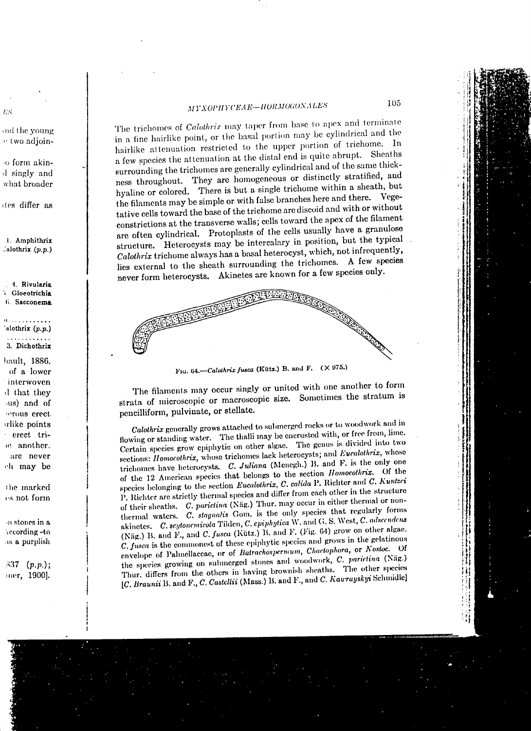The trichomes of *Calothrix* may taper from base to apex and terminate in a fine hairlike point, or the basal portion may be cylindrical and the hairlike attenuation restricted to the upper portion of trichome. In a few species the attenuation at the distal end is quite abrupt. Sheaths surrounding the trichomes are generally cylindrical and of the same thickness throughout. They are homogeneous or distinctly stratified, and hyaline or colored. There is but a single trichome within a sheath, but the filaments may be simple or with false branches here and there. Vegetative cells toward the base of the trichome are discoid and with or without constrictions at the transverse walls; cells toward the apex of the filament are often cylindrical. Protoplasts of the cells usually have a granulose structure. Heterocysts may be intercalary in position, but the typical *Calothrix* trichome always has a basal heterocyst, which, not infrequently, lies external to the sheath surrounding the trichomes. A few species never form heterocysts. Akinetes are known for a few species only.

Fig. 64.—*Calothrix fusca* (Kütz.) B. and F. (× 975.)

The filaments may occur singly or united with one another to form strata of microscopic or macroscopic size. Sometimes the stratum is pencilliform, pulvinate, or stellate.

*Calothrix* generally grows attached to submerged rocks or to woodwork and in flowing or standing water. The thalli may be encrusted with, or free from, lime. Certain species grow epiphytic on other algae. The genus is divided into two sections: *Homocothrix*, whose trichomes lack heterocysts; and *Eucalothrix*, whose trichomes have heterocysts. *C. Juliana* (Menegh.) B. and F. is the only one of the 12 American species that belongs to the section *Homocothrix*. Of the species belonging to the section *Eucalothrix*, *C. calida* P. Richter and *C. Kuntzei* P. Richter are strictly thermal species and differ from each other in the structure of their sheaths. *C. parietina* (Näg.) Thur. may occur in either thermal or nonthermal waters. *C. stagnalis* Gom. is the only species that regularly forms akinetes. *C. scytonemicola* Tilden, *C. epiphytica* W. and G. S. West, *C. adscendens* (Näg.) B. and F., and *C. fusca* (Kütz.) B. and F. (Fig. 64) grow on other algae. *C. fusca* is the commonest of these epiphytic species and grows in the gelatinous envelope of Palmellaceae, or of *Batrachospermum*, *Chaetophora*, or *Nostoc*. Of the species growing on submerged stones and woodwork, *C. parietina* (Näg.) Thur. differs from the others in having brownish sheaths. The other species [*C. Braunii* B. and F., *C. Castellii* (Mass.) B. and F., and *C. Kawrayskyi* Schmidle]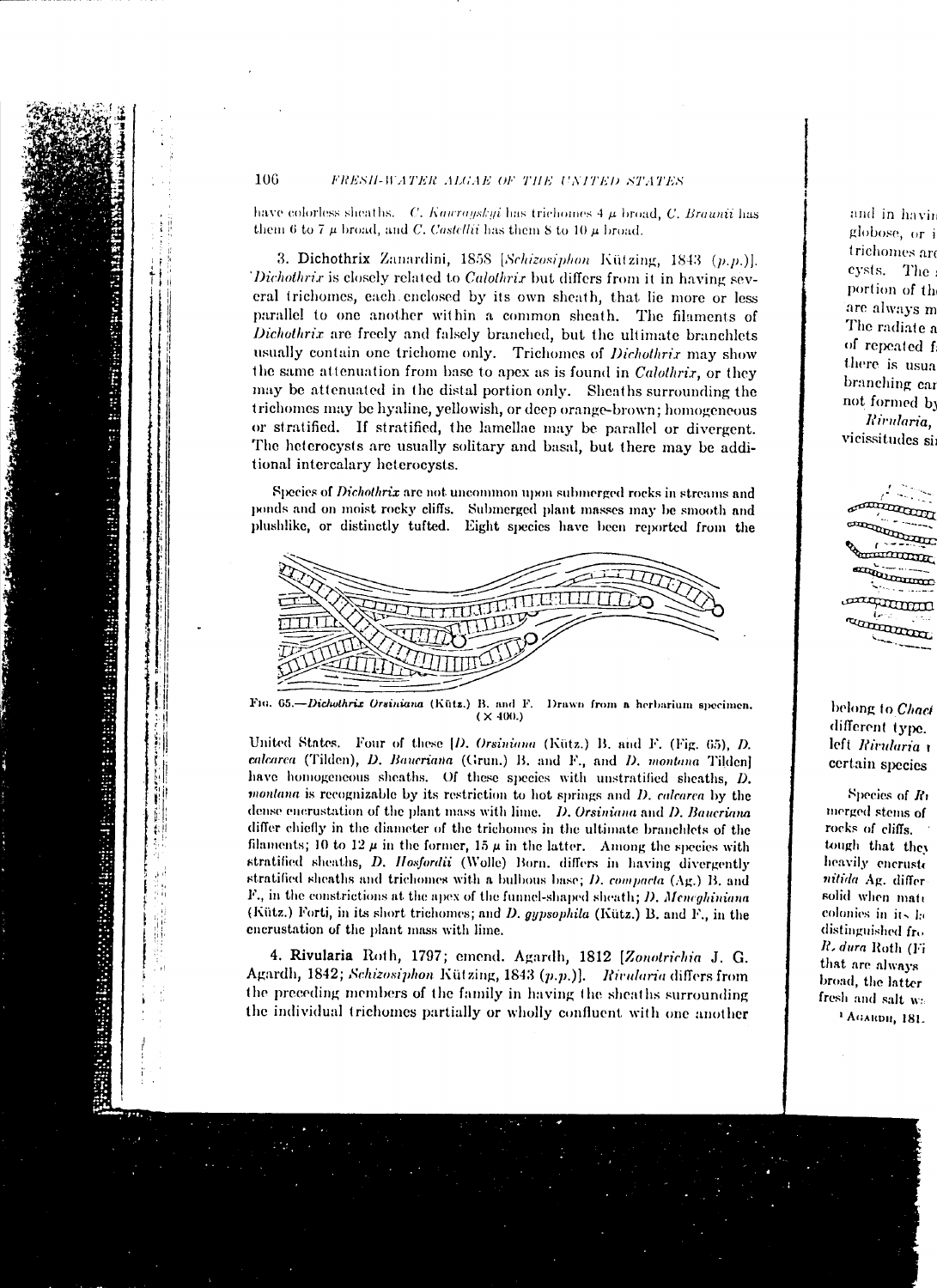have colorless sheaths. *C. Kawraiskyi* has trichomes 4 μ broad, *C. Braunii* has them 6 to 7 μ broad, and *C. Castellii* has them 8 to 10 μ broad.

3. **Dichothrix** Zanardini, 1858 [*Schizosiphon* Kützing, 1843 (*p.p.*)]. *Dichothrix* is closely related to *Calothrix* but differs from it in having several trichomes, each enclosed by its own sheath, that lie more or less parallel to one another within a common sheath. The filaments of *Dichothrix* are freely and falsely branched, but the ultimate branchlets usually contain one trichome only. Trichomes of *Dichothrix* may show the same attenuation from base to apex as is found in *Calothrix*, or they may be attenuated in the distal portion only. Sheaths surrounding the trichomes may be hyaline, yellowish, or deep orange-brown; homogeneous or stratified. If stratified, the lamellae may be parallel or divergent. The heterocysts are usually solitary and basal, but there may be additional intercalary heterocysts.

Species of *Dichothrix* are not uncommon upon submerged rocks in streams and ponds and on moist rocky cliffs. Submerged plant masses may be smooth and plushlike, or distinctly tufted. Eight species have been reported from the United States. Four of these [*D. Orsiniana* (Kütz.) B. and F. (Fig. 65), *D. calcarea* (Tilden), *D. Baueriana* (Grun.) B. and F., and *D. montana* Tilden] have homogeneous sheaths. Of these species with unstratified sheaths, *D. montana* is recognizable by its restriction to hot springs and *D. calcarea* by the dense encrustation of the plant mass with lime. *D. Orsiniana* and *D. Baueriana* differ chiefly in the diameter of the trichomes in the ultimate branchlets of the filaments; 10 to 12 μ in the former, 15 μ in the latter. Among the species with stratified sheaths, *D. Hosfordii* (Wolle) Born. differs in having divergently stratified sheaths and trichomes with a bulbous base; *D. compacta* (Ag.) B. and F., in the constrictions at the apex of the funnel-shaped sheath; *D. Meneghiniana* (Kütz.) Forti, in its short trichomes; and *D. gypsophila* (Kütz.) B. and F., in the encrustation of the plant mass with lime.

Fig. 65.—*Dichothrix Orsiniana* (Kütz.) B. and F. Drawn from a herbarium specimen. (× 400.)

4. **Rivularia** Roth, 1797; emend. Agardh, 1812 [*Zonotrichia* J. G. Agardh, 1842; *Schizosiphon* Kützing, 1843 (*p.p.*)]. *Rivularia* differs from the preceding members of the family in having the sheaths surrounding the individual trichomes partially or wholly confluent with one another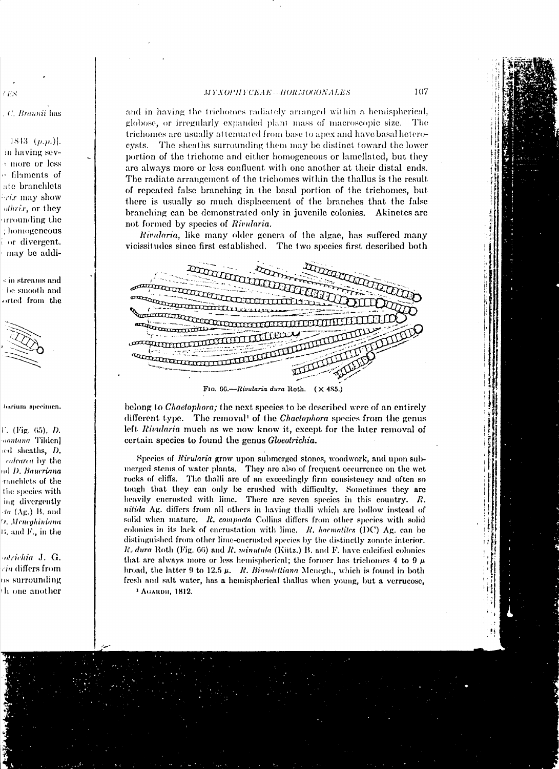and in having the trichomes radiately arranged within a hemispherical, globose, or irregularly expanded plant mass of macroscopic size. The trichomes are usually attenuated from base to apex and have basal heterocysts. The sheaths surrounding them may be distinct toward the lower portion of the trichome and either homogeneous or lamellated, but they are always more or less confluent with one another at their distal ends. The radiate arrangement of the trichomes within the thallus is the result of repeated false branching in the basal portion of the trichomes, but there is usually so much displacement of the branches that the false branching can be demonstrated only in juvenile colonies. Akinetes are not formed by species of *Rivularia*.

*Rivularia*, like many older genera of the algae, has suffered many vicissitudes since first established. The two species first described both

Fig. 66.—*Rivularia dura* Roth. (× 485.)

belong to *Chaetophora;* the next species to be described were of an entirely different type. The removal[1] of the *Chaetophora* species from the genus left *Rivularia* much as we now know it, except for the later removal of certain species to found the genus *Gloeotrichia.*

Species of *Rivularia* grow upon submerged stones, woodwork, and upon submerged stems of water plants. They are also of frequent occurrence on the wet rocks of cliffs. The thalli are of an exceedingly firm consistency and often so tough that they can only be crushed with difficulty. Sometimes they are heavily encrusted with lime. There are seven species in this country. *R. nitida* Ag. differs from all others in having thalli which are hollow instead of solid when mature. *R. compacta* Collins differs from other species with solid colonies in its lack of encrustation with lime. *R. haematites* (DC) Ag. can be distinguished from other lime-encrusted species by the distinctly zonate interior. *R. dura* Roth (Fig. 66) and *R. minutula* (Kütz.) B. and F. have calcified colonies that are always more or less hemispherical; the former has trichomes 4 to 9 μ broad, the latter 9 to 12.5 μ. *R. Biasolettiana* Menegh., which is found in both fresh and salt water, has a hemispherical thallus when young, but a verrucose,

[1] Agardh, 1812.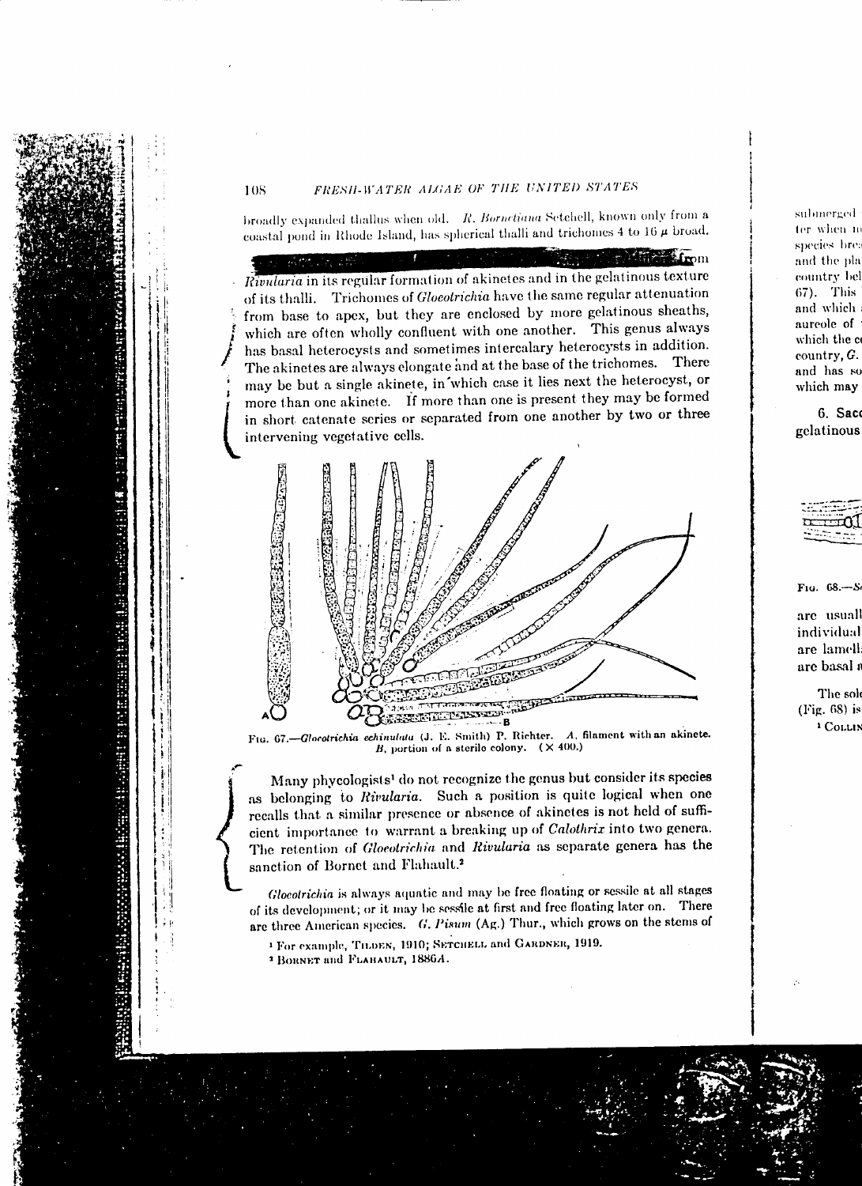broadly expanded thallus when old. *R. Borneliana* Setchell, known only from a coastal pond in Rhode Island, has spherical thalli and trichomes 4 to 16 μ broad.

from *Rivularia* in its regular formation of akinetes and in the gelatinous texture of its thalli. Trichomes of *Gloeotrichia* have the same regular attenuation from base to apex, but they are enclosed by more gelatinous sheaths, which are often wholly confluent with one another. This genus always has basal heterocysts and sometimes intercalary heterocysts in addition. The akinetes are always elongate and at the base of the trichomes. There may be but a single akinete, in which case it lies next the heterocyst, or more than one akinete. If more than one is present they may be formed in short catenate series or separated from one another by two or three intervening vegetative cells.

FIG. 67.—*Gloeotrichia echinulata* (J. E. Smith) P. Richter. *A*, filament with an akinete. *B*, portion of a sterile colony. (× 400.)

Many phycologists[1] do not recognize the genus but consider its species as belonging to *Rivularia*. Such a position is quite logical when one recalls that a similar presence or absence of akinetes is not held of sufficient importance to warrant a breaking up of *Calothrix* into two genera. The retention of *Gloeotrichia* and *Rivularia* as separate genera has the sanction of Bornet and Flahault.[2]

*Gloeotrichia* is always aquatic and may be free floating or sessile at all stages of its development; or it may be sessile at first and free floating later on. There are three American species. *G. Pisum* (Ag.) Thur., which grows on the stems of

[1] For example, TILDEN, 1910; SETCHELL and GARDNER, 1919.

[2] BORNET and FLAHAULT, 1886*A*.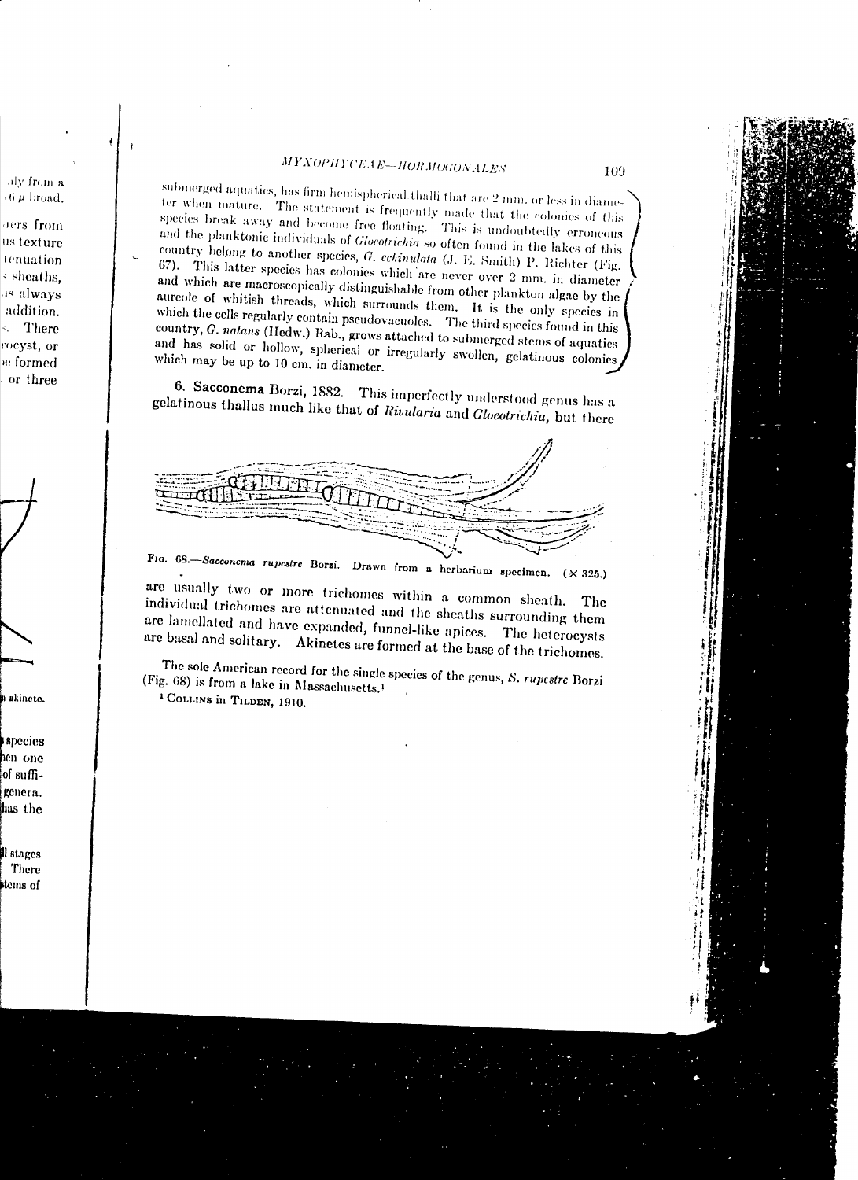submerged aquatics, has firm hemispherical thalli that are 2 mm. or less in diameter when mature. The statement is frequently made that the colonies of this species break away and become free floating. This is undoubtedly erroneous and the planktonic individuals of *Gloeotrichia* so often found in the lakes of this country belong to another species, *G. echinulata* (J. E. Smith) P. Richter (Fig. 67). This latter species has colonies which are never over 2 mm. in diameter and which are macroscopically distinguishable from other plankton algae by the aureole of whitish threads, which surrounds them. It is the only species in which the cells regularly contain pseudovacuoles. The third species found in this country, *G. natans* (Hedw.) Rab., grows attached to submerged stems of aquatics and has solid or hollow, spherical or irregularly swollen, gelatinous colonies which may be up to 10 cm. in diameter.

6. **Sacconema** Borzi, 1882. This imperfectly understood genus has a gelatinous thallus much like that of *Rivularia* and *Gloeotrichia*, but there are usually two or more trichomes within a common sheath. The individual trichomes are attenuated and the sheaths surrounding them are lamellated and have expanded, funnel-like apices. The heterocysts are basal and solitary. Akinetes are formed at the base of the trichomes.

Fig. 68.—*Sacconema rupestre* Borzi. Drawn from a herbarium specimen. (× 325.)

The sole American record for the single species of the genus, *S. rupestre* Borzi (Fig. 68) is from a lake in Massachusetts.[1]

[1] Collins in Tilden, 1910.